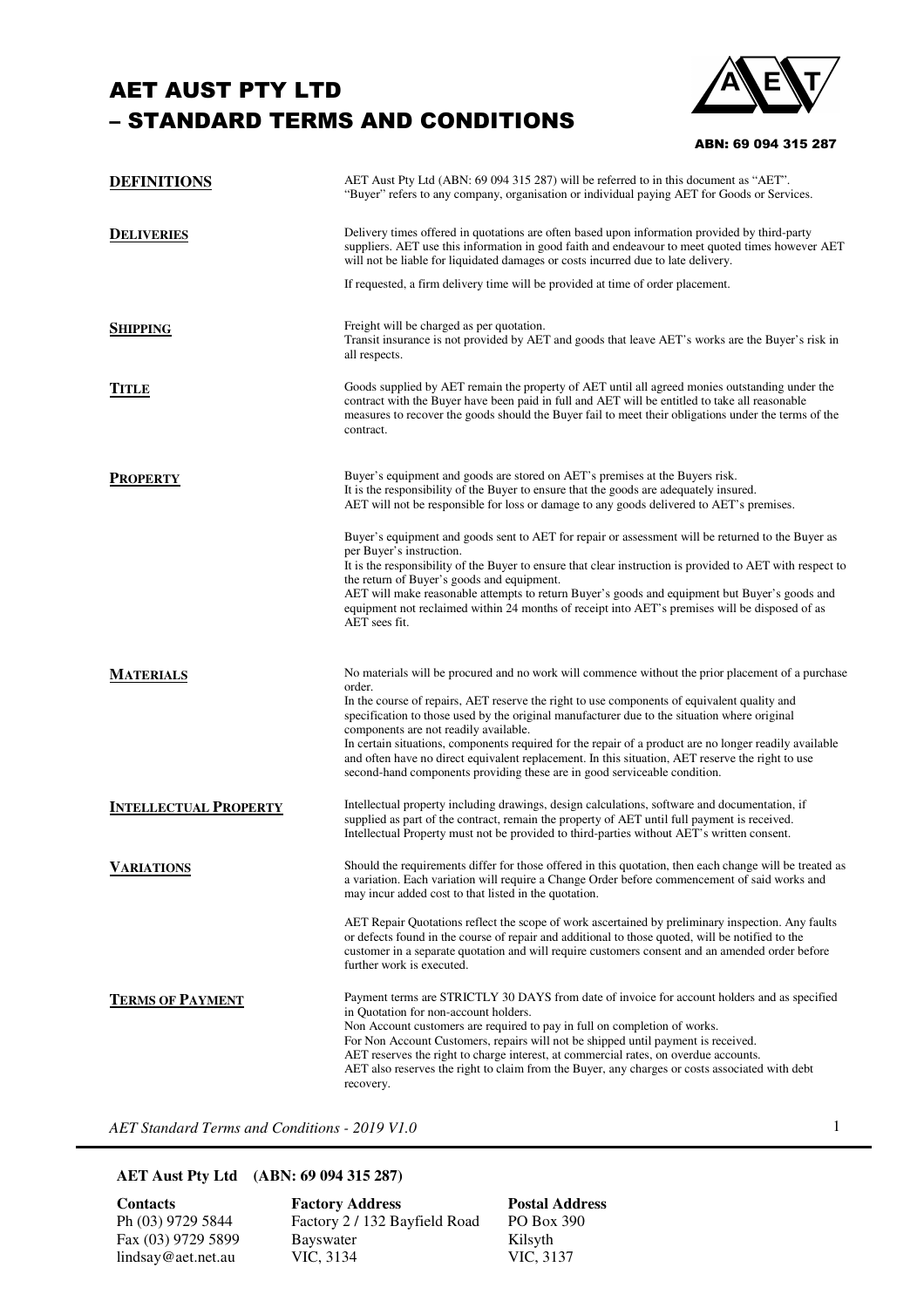# AET AUST PTY LTD – STANDARD TERMS AND CONDITIONS

ABN: 69 094 315 287

## DEFINITIONS

AET Aust Pty Ltd (ABN: 69 094 315 287) will be referred to in this document as "AET".
"Buyer" refers to any company, organisation or individual paying AET for Goods or Services.

## DELIVERIES

Delivery times offered in quotations are often based upon information provided by third-party suppliers. AET use this information in good faith and endeavour to meet quoted times however AET will not be liable for liquidated damages or costs incurred due to late delivery.

If requested, a firm delivery time will be provided at time of order placement.

## SHIPPING

Freight will be charged as per quotation.
Transit insurance is not provided by AET and goods that leave AET's works are the Buyer's risk in all respects.

## TITLE

Goods supplied by AET remain the property of AET until all agreed monies outstanding under the contract with the Buyer have been paid in full and AET will be entitled to take all reasonable measures to recover the goods should the Buyer fail to meet their obligations under the terms of the contract.

## PROPERTY

Buyer's equipment and goods are stored on AET's premises at the Buyers risk.
It is the responsibility of the Buyer to ensure that the goods are adequately insured.
AET will not be responsible for loss or damage to any goods delivered to AET's premises.

Buyer's equipment and goods sent to AET for repair or assessment will be returned to the Buyer as per Buyer's instruction.
It is the responsibility of the Buyer to ensure that clear instruction is provided to AET with respect to the return of Buyer's goods and equipment.
AET will make reasonable attempts to return Buyer's goods and equipment but Buyer's goods and equipment not reclaimed within 24 months of receipt into AET's premises will be disposed of as AET sees fit.

## MATERIALS

No materials will be procured and no work will commence without the prior placement of a purchase order.
In the course of repairs, AET reserve the right to use components of equivalent quality and specification to those used by the original manufacturer due to the situation where original components are not readily available.
In certain situations, components required for the repair of a product are no longer readily available and often have no direct equivalent replacement. In this situation, AET reserve the right to use second-hand components providing these are in good serviceable condition.

## INTELLECTUAL PROPERTY

Intellectual property including drawings, design calculations, software and documentation, if supplied as part of the contract, remain the property of AET until full payment is received.
Intellectual Property must not be provided to third-parties without AET's written consent.

## VARIATIONS

Should the requirements differ for those offered in this quotation, then each change will be treated as a variation. Each variation will require a Change Order before commencement of said works and may incur added cost to that listed in the quotation.

AET Repair Quotations reflect the scope of work ascertained by preliminary inspection. Any faults or defects found in the course of repair and additional to those quoted, will be notified to the customer in a separate quotation and will require customers consent and an amended order before further work is executed.

## TERMS OF PAYMENT

Payment terms are STRICTLY 30 DAYS from date of invoice for account holders and as specified in Quotation for non-account holders.
Non Account customers are required to pay in full on completion of works.
For Non Account Customers, repairs will not be shipped until payment is received.
AET reserves the right to charge interest, at commercial rates, on overdue accounts.
AET also reserves the right to claim from the Buyer, any charges or costs associated with debt recovery.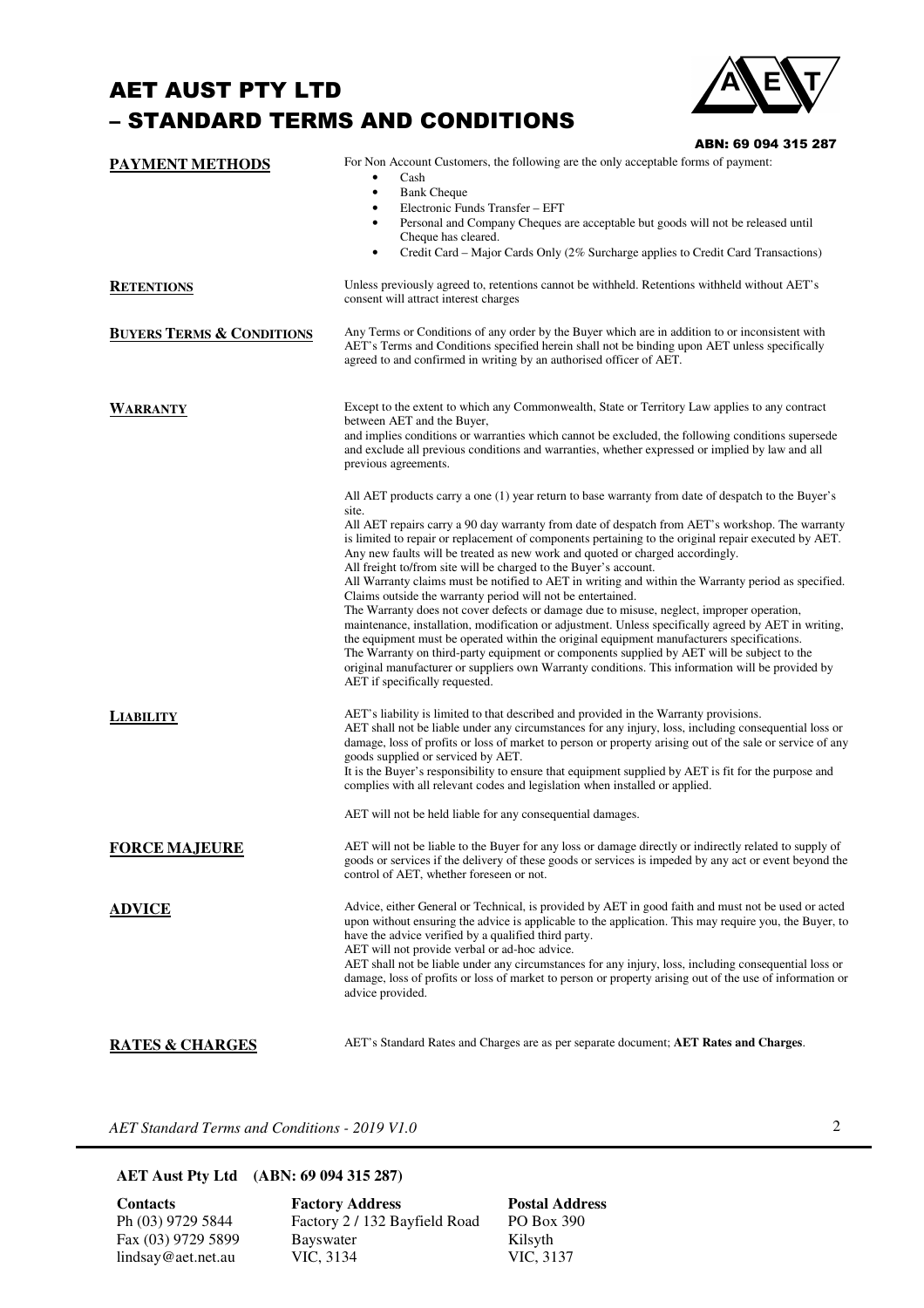# AET AUST PTY LTD – STANDARD TERMS AND CONDITIONS

ABN: 69 094 315 287

## PAYMENT METHODS

For Non Account Customers, the following are the only acceptable forms of payment:

- Cash
- Bank Cheque
- Electronic Funds Transfer – EFT
- Personal and Company Cheques are acceptable but goods will not be released until Cheque has cleared.
- Credit Card – Major Cards Only (2% Surcharge applies to Credit Card Transactions)

## RETENTIONS

Unless previously agreed to, retentions cannot be withheld. Retentions withheld without AET's consent will attract interest charges

## BUYERS TERMS & CONDITIONS

Any Terms or Conditions of any order by the Buyer which are in addition to or inconsistent with AET's Terms and Conditions specified herein shall not be binding upon AET unless specifically agreed to and confirmed in writing by an authorised officer of AET.

## WARRANTY

Except to the extent to which any Commonwealth, State or Territory Law applies to any contract between AET and the Buyer,
and implies conditions or warranties which cannot be excluded, the following conditions supersede and exclude all previous conditions and warranties, whether expressed or implied by law and all previous agreements.

All AET products carry a one (1) year return to base warranty from date of despatch to the Buyer's site.
All AET repairs carry a 90 day warranty from date of despatch from AET's workshop. The warranty is limited to repair or replacement of components pertaining to the original repair executed by AET. Any new faults will be treated as new work and quoted or charged accordingly.
All freight to/from site will be charged to the Buyer's account.
All Warranty claims must be notified to AET in writing and within the Warranty period as specified. Claims outside the warranty period will not be entertained.
The Warranty does not cover defects or damage due to misuse, neglect, improper operation, maintenance, installation, modification or adjustment. Unless specifically agreed by AET in writing, the equipment must be operated within the original equipment manufacturers specifications.
The Warranty on third-party equipment or components supplied by AET will be subject to the original manufacturer or suppliers own Warranty conditions. This information will be provided by AET if specifically requested.

## LIABILITY

AET's liability is limited to that described and provided in the Warranty provisions.
AET shall not be liable under any circumstances for any injury, loss, including consequential loss or damage, loss of profits or loss of market to person or property arising out of the sale or service of any goods supplied or serviced by AET.
It is the Buyer's responsibility to ensure that equipment supplied by AET is fit for the purpose and complies with all relevant codes and legislation when installed or applied.

AET will not be held liable for any consequential damages.

## FORCE MAJEURE

AET will not be liable to the Buyer for any loss or damage directly or indirectly related to supply of goods or services if the delivery of these goods or services is impeded by any act or event beyond the control of AET, whether foreseen or not.

## ADVICE

Advice, either General or Technical, is provided by AET in good faith and must not be used or acted upon without ensuring the advice is applicable to the application. This may require you, the Buyer, to have the advice verified by a qualified third party.
AET will not provide verbal or ad-hoc advice.
AET shall not be liable under any circumstances for any injury, loss, including consequential loss or damage, loss of profits or loss of market to person or property arising out of the use of information or advice provided.

## RATES & CHARGES

AET's Standard Rates and Charges are as per separate document; **AET Rates and Charges**.

*AET Standard Terms and Conditions - 2019 V1.0*

**AET Aust Pty Ltd (ABN: 69 094 315 287)**

| **Contacts** | **Factory Address** | **Postal Address** |
|---|---|---|
| Ph (03) 9729 5844 | Factory 2 / 132 Bayfield Road | PO Box 390 |
| Fax (03) 9729 5899 | Bayswater | Kilsyth |
| lindsay@aet.net.au | VIC, 3134 | VIC, 3137 |